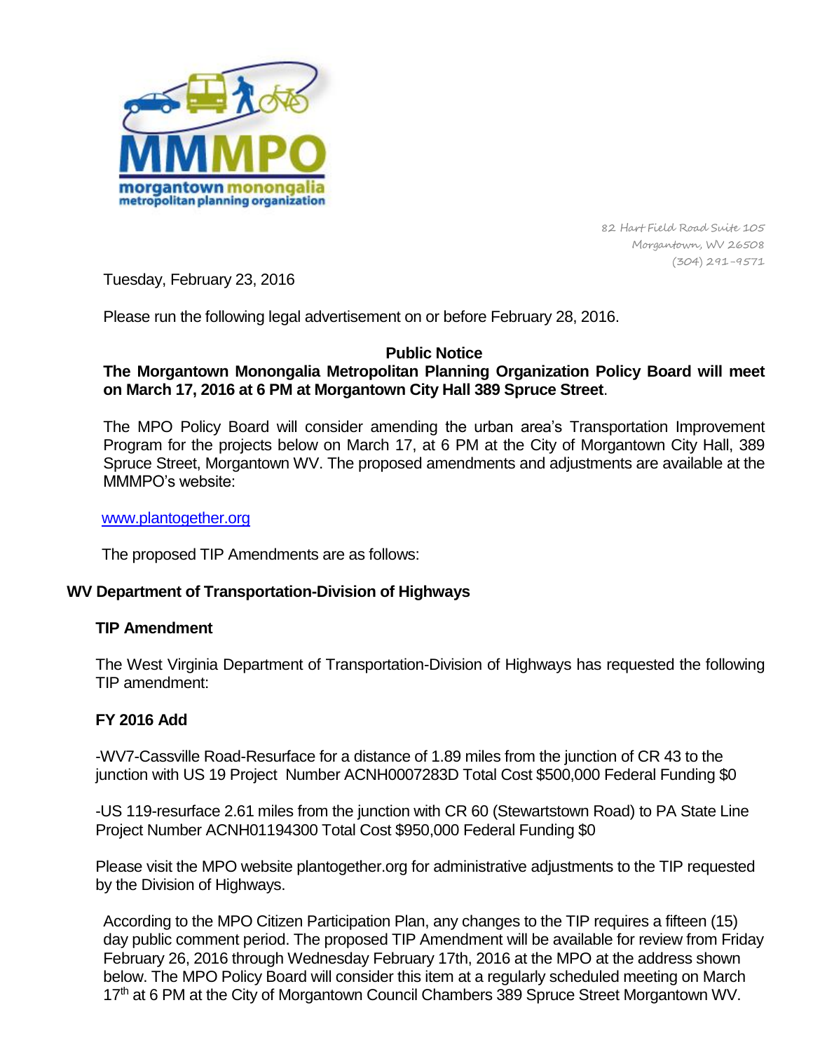MMMPO
morgantown monongalia
metropolitan planning organization

82 Hart Field Road Suite 105
Morgantown, WV 26508
(304) 291-9571

Tuesday, February 23, 2016

Please run the following legal advertisement on or before February 28, 2016.

**Public Notice**

**The Morgantown Monongalia Metropolitan Planning Organization Policy Board will meet on March 17, 2016 at 6 PM at Morgantown City Hall 389 Spruce Street**.

The MPO Policy Board will consider amending the urban area's Transportation Improvement Program for the projects below on March 17, at 6 PM at the City of Morgantown City Hall, 389 Spruce Street, Morgantown WV. The proposed amendments and adjustments are available at the MMMPO's website:

www.plantogether.org

The proposed TIP Amendments are as follows:

**WV Department of Transportation-Division of Highways**

**TIP Amendment**

The West Virginia Department of Transportation-Division of Highways has requested the following TIP amendment:

**FY 2016 Add**

-WV7-Cassville Road-Resurface for a distance of 1.89 miles from the junction of CR 43 to the junction with US 19 Project Number ACNH0007283D Total Cost $500,000 Federal Funding $0

-US 119-resurface 2.61 miles from the junction with CR 60 (Stewartstown Road) to PA State Line Project Number ACNH01194300 Total Cost $950,000 Federal Funding $0

Please visit the MPO website plantogether.org for administrative adjustments to the TIP requested by the Division of Highways.

According to the MPO Citizen Participation Plan, any changes to the TIP requires a fifteen (15) day public comment period. The proposed TIP Amendment will be available for review from Friday February 26, 2016 through Wednesday February 17th, 2016 at the MPO at the address shown below. The MPO Policy Board will consider this item at a regularly scheduled meeting on March 17th at 6 PM at the City of Morgantown Council Chambers 389 Spruce Street Morgantown WV.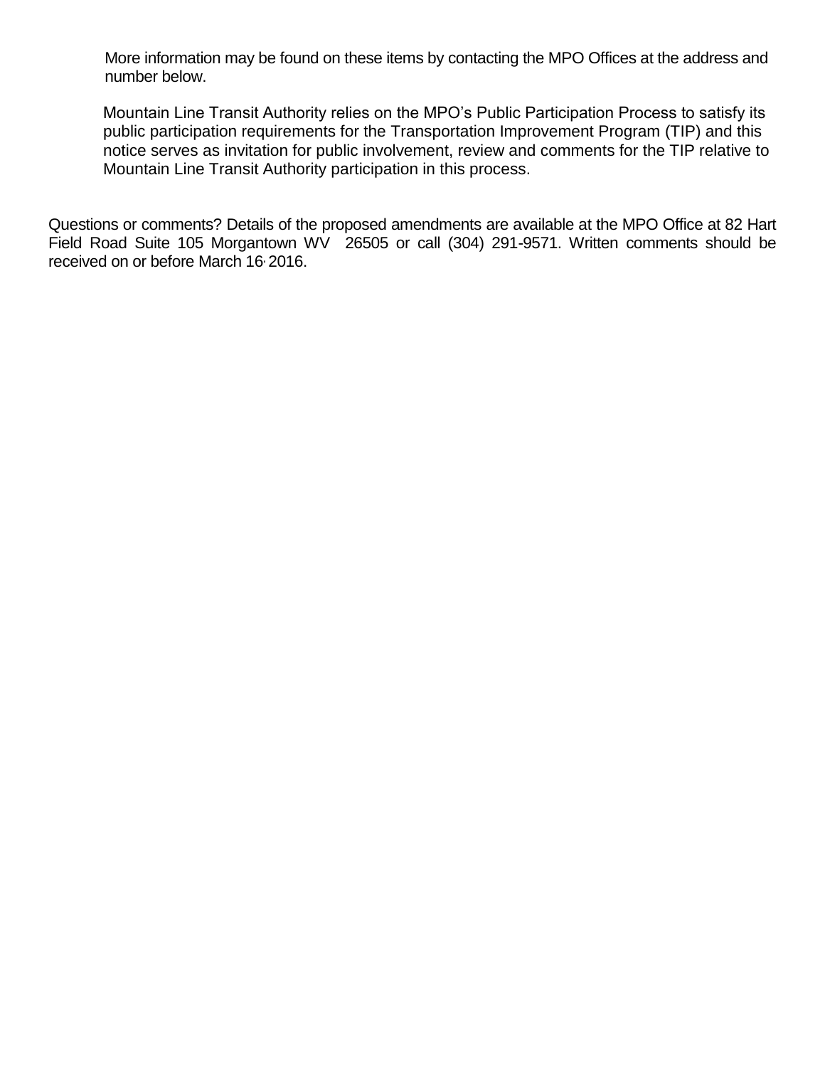More information may be found on these items by contacting the MPO Offices at the address and number below.

Mountain Line Transit Authority relies on the MPO's Public Participation Process to satisfy its public participation requirements for the Transportation Improvement Program (TIP) and this notice serves as invitation for public involvement, review and comments for the TIP relative to Mountain Line Transit Authority participation in this process.

Questions or comments? Details of the proposed amendments are available at the MPO Office at 82 Hart Field Road Suite 105 Morgantown WV 26505 or call (304) 291-9571. Written comments should be received on or before March 16, 2016.